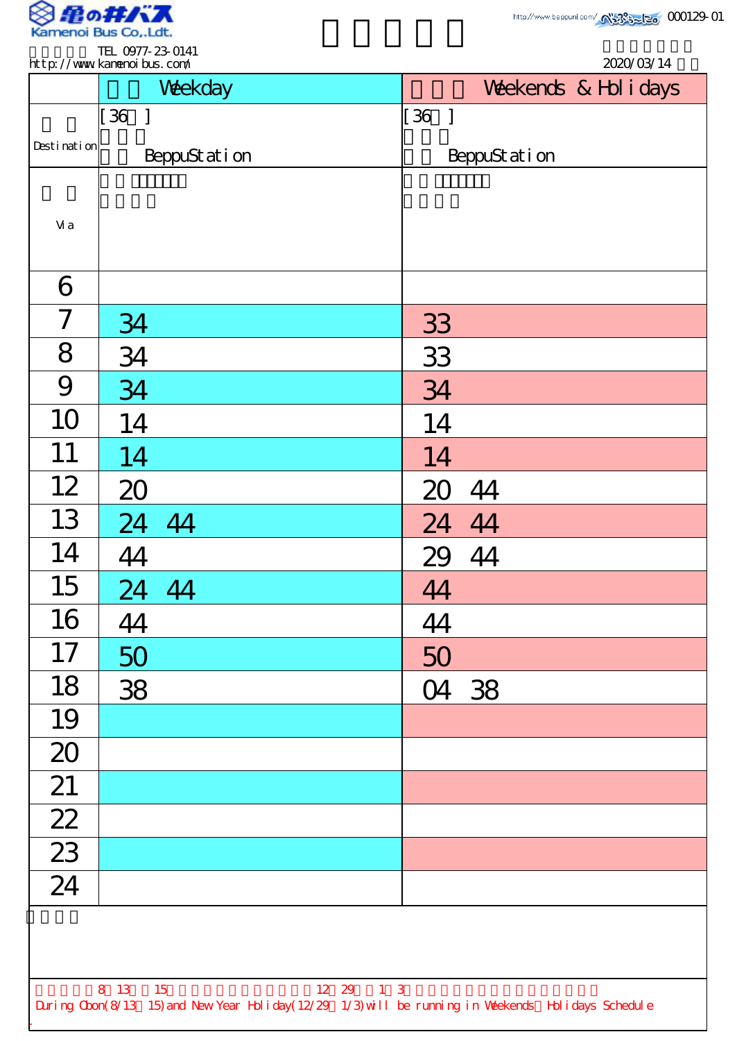Kamenoi Bus Co.,Ldt.

TEL 0977-23-0141
http://www.kamenoibus.com/

http://www.beppunl.com/

000129-01

2020/03/14

| | Weekday | Weekends & Holidays |
|---|---|---|
| Destination | [36 ] BeppuStation | [36 ] BeppuStation |
| Via | | |
| 6 | | |
| 7 | 34 | 33 |
| 8 | 34 | 33 |
| 9 | 34 | 34 |
| 10 | 14 | 14 |
| 11 | 14 | 14 |
| 12 | 20 | 20 44 |
| 13 | 24 44 | 24 44 |
| 14 | 44 | 29 44 |
| 15 | 24 44 | 44 |
| 16 | 44 | 44 |
| 17 | 50 | 50 |
| 18 | 38 | 04 38 |
| 19 | | |
| 20 | | |
| 21 | | |
| 22 | | |
| 23 | | |
| 24 | | |

8 13 15 12 29 1 3

During Obon(8/13 15) and New Year Holiday(12/29 1/3) will be running in Weekends Holidays Schedule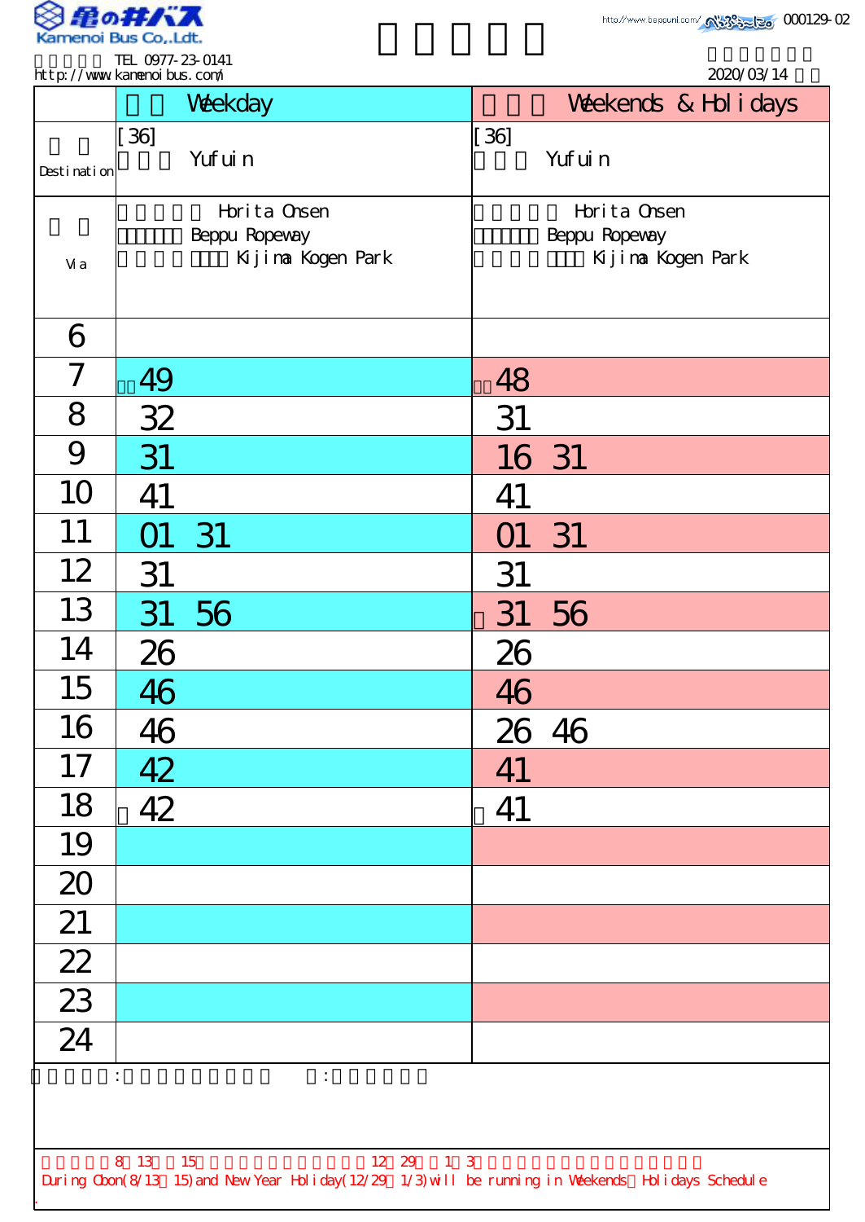Kamenoi Bus Co.,Ldt.

TEL 0977-23-0141
http://www.kamenoibus.com/

http://www.beppunl.com/ 000129-02

2020/03/14

| | Weekday | Weekends & Holidays |
|---|---|---|
| Destination | [36] Yufuin | [36] Yufuin |
| Via | Horita Onsen<br>Beppu Ropeway<br>Kijima Kogen Park | Horita Onsen<br>Beppu Ropeway<br>Kijima Kogen Park |
| 6 | | |
| 7 | 49 | 48 |
| 8 | 32 | 31 |
| 9 | 31 | 16 31 |
| 10 | 41 | 41 |
| 11 | 01 31 | 01 31 |
| 12 | 31 | 31 |
| 13 | 31 56 | 31 56 |
| 14 | 26 | 26 |
| 15 | 46 | 46 |
| 16 | 46 | 26 46 |
| 17 | 42 | 41 |
| 18 | 42 | 41 |
| 19 | | |
| 20 | | |
| 21 | | |
| 22 | | |
| 23 | | |
| 24 | | |

8 13 15 12 29 1 3

During Obon(8/13～15) and New Year Holiday(12/29～1/3) will be running in Weekends・Holidays Schedule